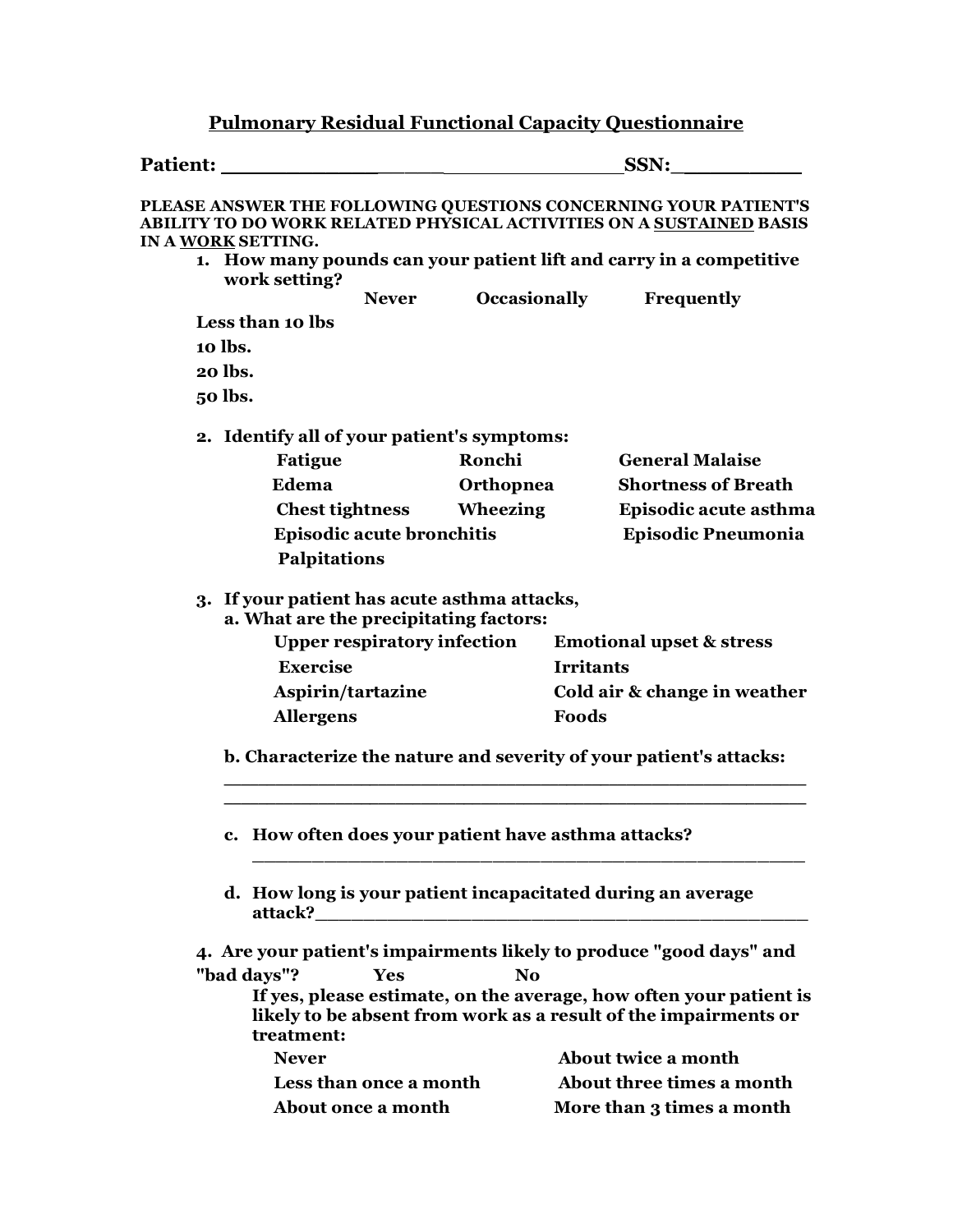# Pulmonary Residual Functional Capacity Questionnaire

**Patient: ______________________________ SSN: __________**

**PLEASE ANSWER THE FOLLOWING QUESTIONS CONCERNING YOUR PATIENT'S ABILITY TO DO WORK RELATED PHYSICAL ACTIVITIES ON A SUSTAINED BASIS IN A WORK SETTING.**

1. **How many pounds can your patient lift and carry in a competitive work setting?**

| | Never | Occasionally | Frequently |
|---|---|---|---|
| **Less than 10 lbs** | | | |
| **10 lbs.** | | | |
| **20 lbs.** | | | |
| **50 lbs.** | | | |

2. **Identify all of your patient's symptoms:**

   **Fatigue** **Ronchi** **General Malaise**
   **Edema** **Orthopnea** **Shortness of Breath**
   **Chest tightness** **Wheezing** **Episodic acute asthma**
   **Episodic acute bronchitis** **Episodic Pneumonia**
   **Palpitations**

3. **If your patient has acute asthma attacks,**

   **a. What are the precipitating factors:**

   **Upper respiratory infection** **Emotional upset & stress**
   **Exercise** **Irritants**
   **Aspirin/tartazine** **Cold air & change in weather**
   **Allergens** **Foods**

   **b. Characterize the nature and severity of your patient's attacks:**
   ______________________________________________________
   ______________________________________________________

   **c. How often does your patient have asthma attacks?**
   ______________________________________________________

   **d. How long is your patient incapacitated during an average attack?**______________________________________________

4. **Are your patient's impairments likely to produce "good days" and "bad days"?** **Yes** **No**

   **If yes, please estimate, on the average, how often your patient is likely to be absent from work as a result of the impairments or treatment:**

   **Never** **About twice a month**
   **Less than once a month** **About three times a month**
   **About once a month** **More than 3 times a month**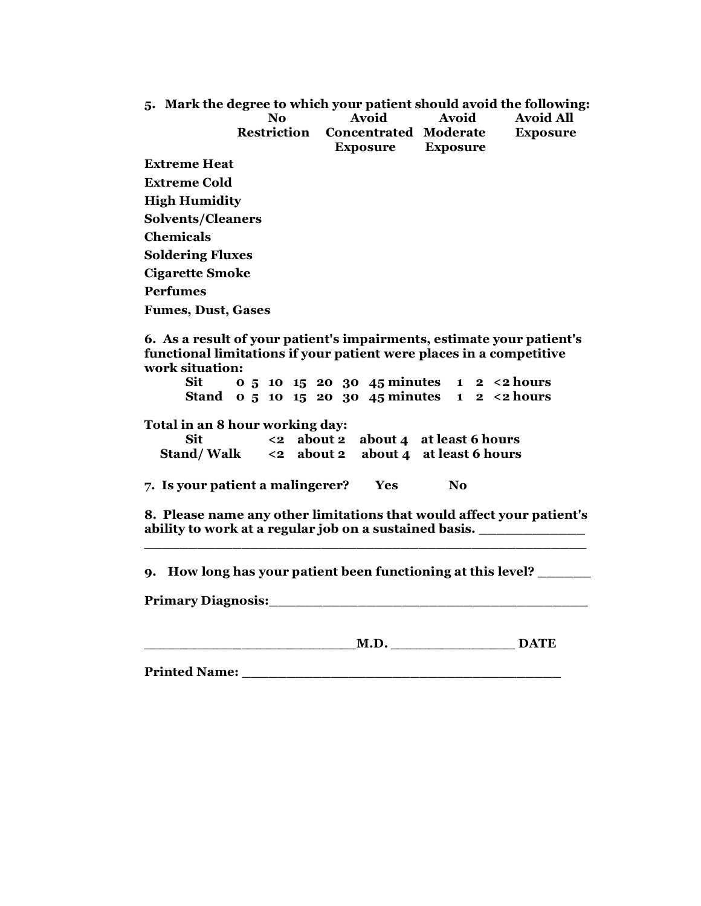**5. Mark the degree to which your patient should avoid the following:**

| | No Restriction | Avoid Concentrated Exposure | Avoid Moderate Exposure | Avoid All Exposure |
|---|---|---|---|---|
| **Extreme Heat** | | | | |
| **Extreme Cold** | | | | |
| **High Humidity** | | | | |
| **Solvents/Cleaners** | | | | |
| **Chemicals** | | | | |
| **Soldering Fluxes** | | | | |
| **Cigarette Smoke** | | | | |
| **Perfumes** | | | | |
| **Fumes, Dust, Gases** | | | | |

**6. As a result of your patient's impairments, estimate your patient's functional limitations if your patient were places in a competitive work situation:**

**Sit 0 5 10 15 20 30 45 minutes 1 2 <2 hours**

**Stand 0 5 10 15 20 30 45 minutes 1 2 <2 hours**

**Total in an 8 hour working day:**

**Sit <2 about 2 about 4 at least 6 hours**

**Stand/ Walk <2 about 2 about 4 at least 6 hours**

**7. Is your patient a malingerer? Yes No**

**8. Please name any other limitations that would affect your patient's ability to work at a regular job on a sustained basis.** ____________
____________________________________________________

**9. How long has your patient been functioning at this level?** ______

**Primary Diagnosis:**________________________________________

___________________________**M.D.** ________________ **DATE**

**Printed Name:** ________________________________________